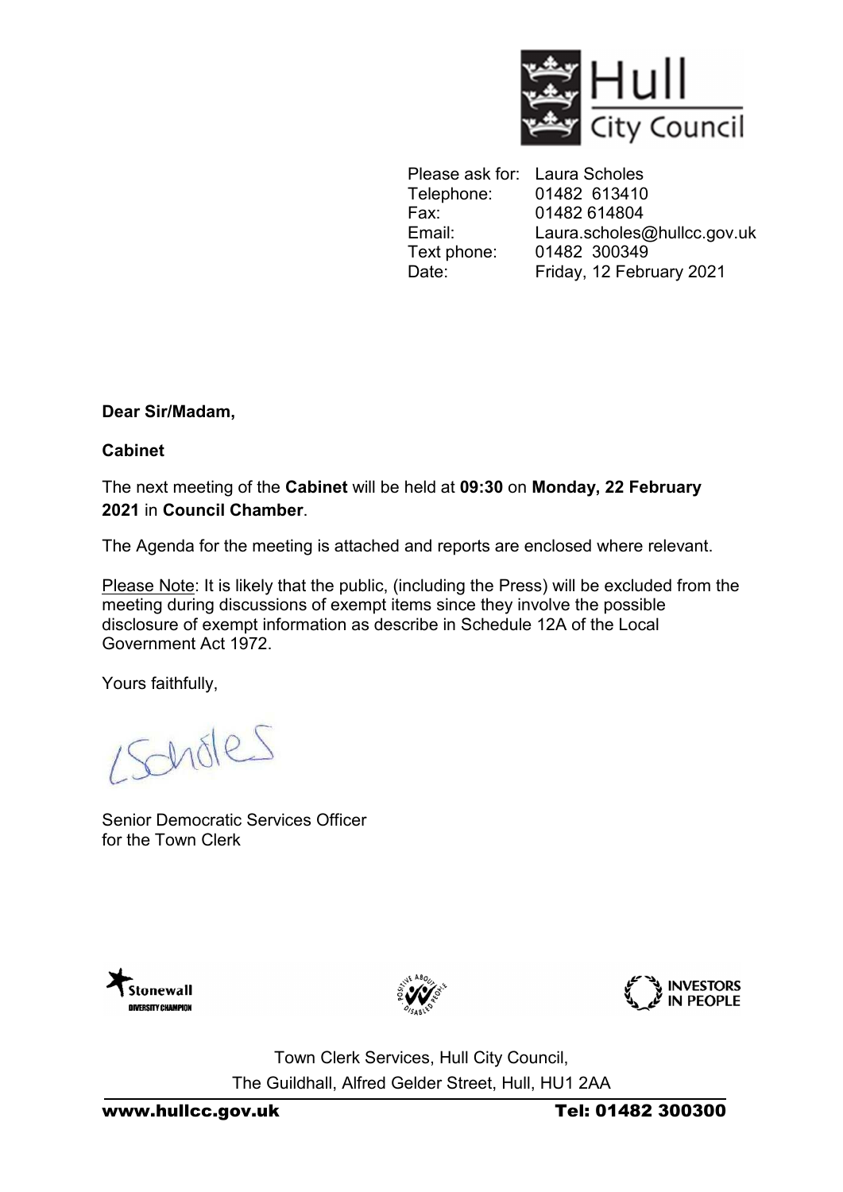Hull City Council

Please ask for: Laura Scholes
Telephone: 01482 613410
Fax: 01482 614804
Email: Laura.scholes@hullcc.gov.uk
Text phone: 01482 300349
Date: Friday, 12 February 2021

**Dear Sir/Madam,**

**Cabinet**

The next meeting of the **Cabinet** will be held at **09:30** on **Monday, 22 February 2021** in **Council Chamber**.

The Agenda for the meeting is attached and reports are enclosed where relevant.

Please Note: It is likely that the public, (including the Press) will be excluded from the meeting during discussions of exempt items since they involve the possible disclosure of exempt information as describe in Schedule 12A of the Local Government Act 1972.

Yours faithfully,

LScholes

Senior Democratic Services Officer
for the Town Clerk

Stonewall Diversity Champion | Positive About Disabled People | Investors in People

Town Clerk Services, Hull City Council,
The Guildhall, Alfred Gelder Street, Hull, HU1 2AA

www.hullcc.gov.uk Tel: 01482 300300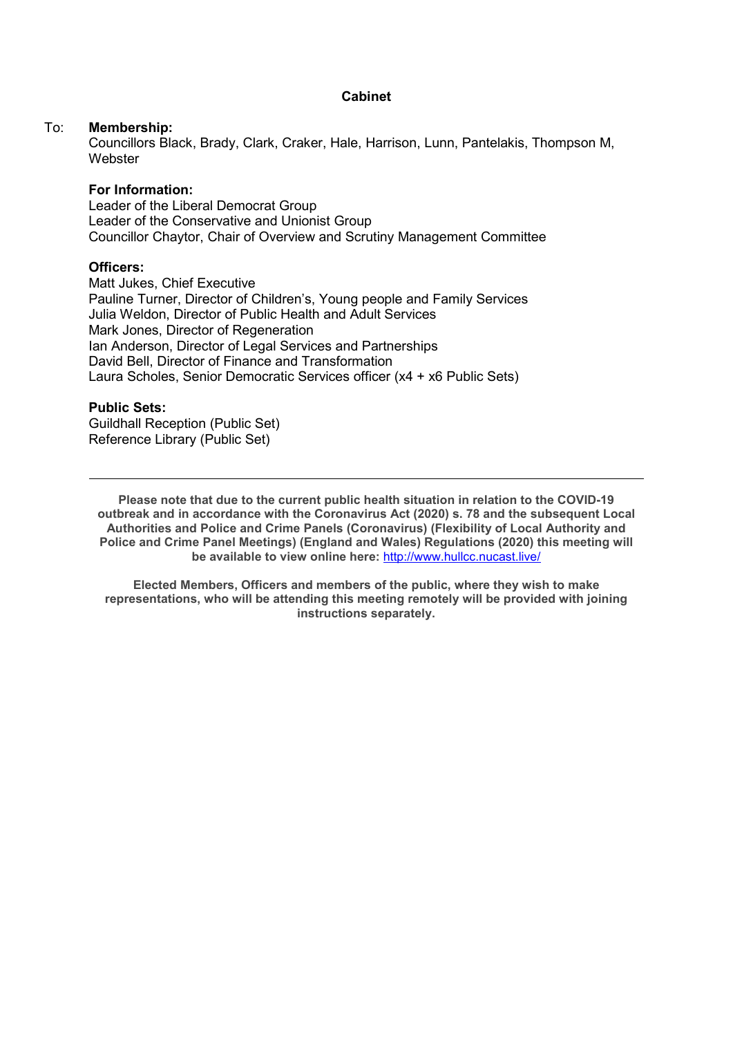**Cabinet**

To: **Membership:**
Councillors Black, Brady, Clark, Craker, Hale, Harrison, Lunn, Pantelakis, Thompson M, Webster

**For Information:**
Leader of the Liberal Democrat Group
Leader of the Conservative and Unionist Group
Councillor Chaytor, Chair of Overview and Scrutiny Management Committee

**Officers:**
Matt Jukes, Chief Executive
Pauline Turner, Director of Children's, Young people and Family Services
Julia Weldon, Director of Public Health and Adult Services
Mark Jones, Director of Regeneration
Ian Anderson, Director of Legal Services and Partnerships
David Bell, Director of Finance and Transformation
Laura Scholes, Senior Democratic Services officer (x4 + x6 Public Sets)

**Public Sets:**
Guildhall Reception (Public Set)
Reference Library (Public Set)

---

**Please note that due to the current public health situation in relation to the COVID-19 outbreak and in accordance with the Coronavirus Act (2020) s. 78 and the subsequent Local Authorities and Police and Crime Panels (Coronavirus) (Flexibility of Local Authority and Police and Crime Panel Meetings) (England and Wales) Regulations (2020) this meeting will be available to view online here:** [http://www.hullcc.nucast.live/](http://www.hullcc.nucast.live/)

**Elected Members, Officers and members of the public, where they wish to make representations, who will be attending this meeting remotely will be provided with joining instructions separately.**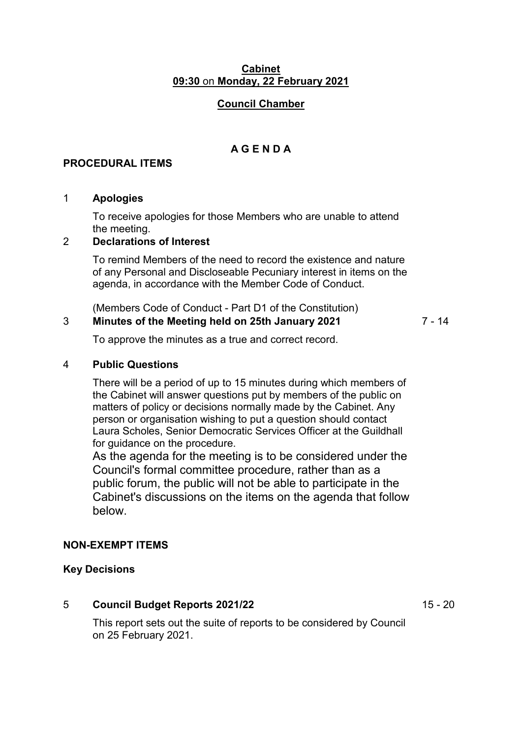**Cabinet**
**09:30 on Monday, 22 February 2021**

**Council Chamber**

# A G E N D A

## PROCEDURAL ITEMS

1 **Apologies**

To receive apologies for those Members who are unable to attend the meeting.

2 **Declarations of Interest**

To remind Members of the need to record the existence and nature of any Personal and Discloseable Pecuniary interest in items on the agenda, in accordance with the Member Code of Conduct.

(Members Code of Conduct - Part D1 of the Constitution)

3 **Minutes of the Meeting held on 25th January 2021** 7 - 14

To approve the minutes as a true and correct record.

4 **Public Questions**

There will be a period of up to 15 minutes during which members of the Cabinet will answer questions put by members of the public on matters of policy or decisions normally made by the Cabinet. Any person or organisation wishing to put a question should contact Laura Scholes, Senior Democratic Services Officer at the Guildhall for guidance on the procedure.

As the agenda for the meeting is to be considered under the Council's formal committee procedure, rather than as a public forum, the public will not be able to participate in the Cabinet's discussions on the items on the agenda that follow below.

## NON-EXEMPT ITEMS

### Key Decisions

5 **Council Budget Reports 2021/22** 15 - 20

This report sets out the suite of reports to be considered by Council on 25 February 2021.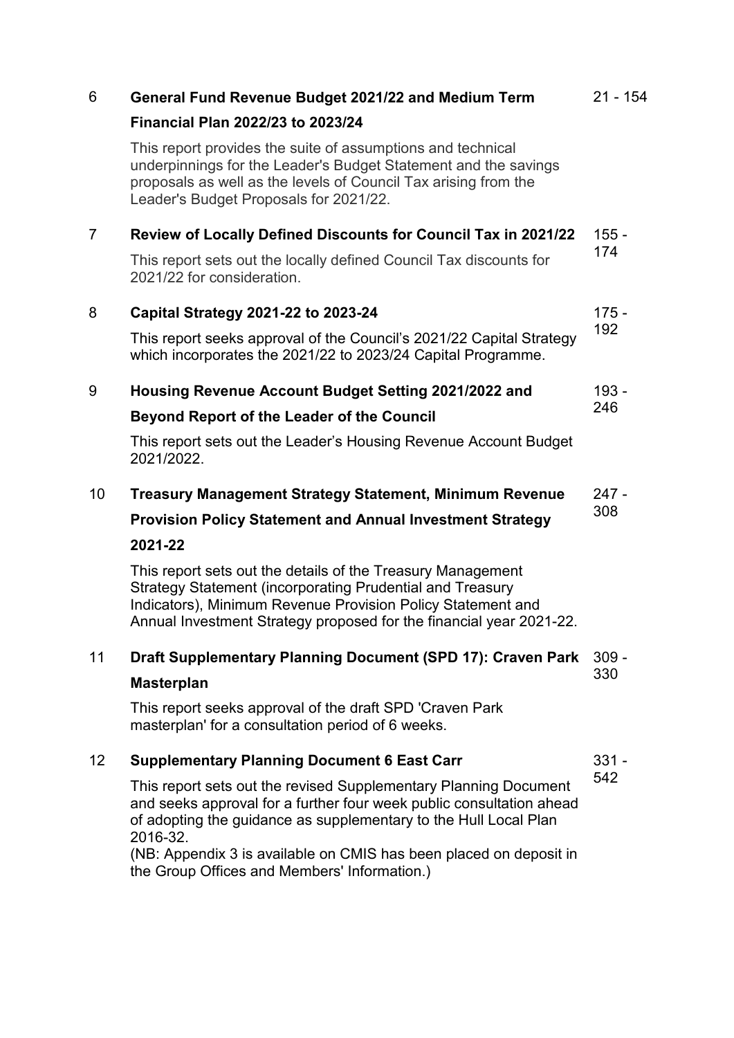| | | |
|---|---|---|
| 6 | **General Fund Revenue Budget 2021/22 and Medium Term Financial Plan 2022/23 to 2023/24**<br><br>This report provides the suite of assumptions and technical underpinnings for the Leader's Budget Statement and the savings proposals as well as the levels of Council Tax arising from the Leader's Budget Proposals for 2021/22. | 21 - 154 |
| 7 | **Review of Locally Defined Discounts for Council Tax in 2021/22**<br><br>This report sets out the locally defined Council Tax discounts for 2021/22 for consideration. | 155 - 174 |
| 8 | **Capital Strategy 2021-22 to 2023-24**<br><br>This report seeks approval of the Council's 2021/22 Capital Strategy which incorporates the 2021/22 to 2023/24 Capital Programme. | 175 - 192 |
| 9 | **Housing Revenue Account Budget Setting 2021/2022 and Beyond Report of the Leader of the Council**<br><br>This report sets out the Leader's Housing Revenue Account Budget 2021/2022. | 193 - 246 |
| 10 | **Treasury Management Strategy Statement, Minimum Revenue Provision Policy Statement and Annual Investment Strategy 2021-22**<br><br>This report sets out the details of the Treasury Management Strategy Statement (incorporating Prudential and Treasury Indicators), Minimum Revenue Provision Policy Statement and Annual Investment Strategy proposed for the financial year 2021-22. | 247 - 308 |
| 11 | **Draft Supplementary Planning Document (SPD 17): Craven Park Masterplan**<br><br>This report seeks approval of the draft SPD 'Craven Park masterplan' for a consultation period of 6 weeks. | 309 - 330 |
| 12 | **Supplementary Planning Document 6 East Carr**<br><br>This report sets out the revised Supplementary Planning Document and seeks approval for a further four week public consultation ahead of adopting the guidance as supplementary to the Hull Local Plan 2016-32.<br>(NB: Appendix 3 is available on CMIS has been placed on deposit in the Group Offices and Members' Information.) | 331 - 542 |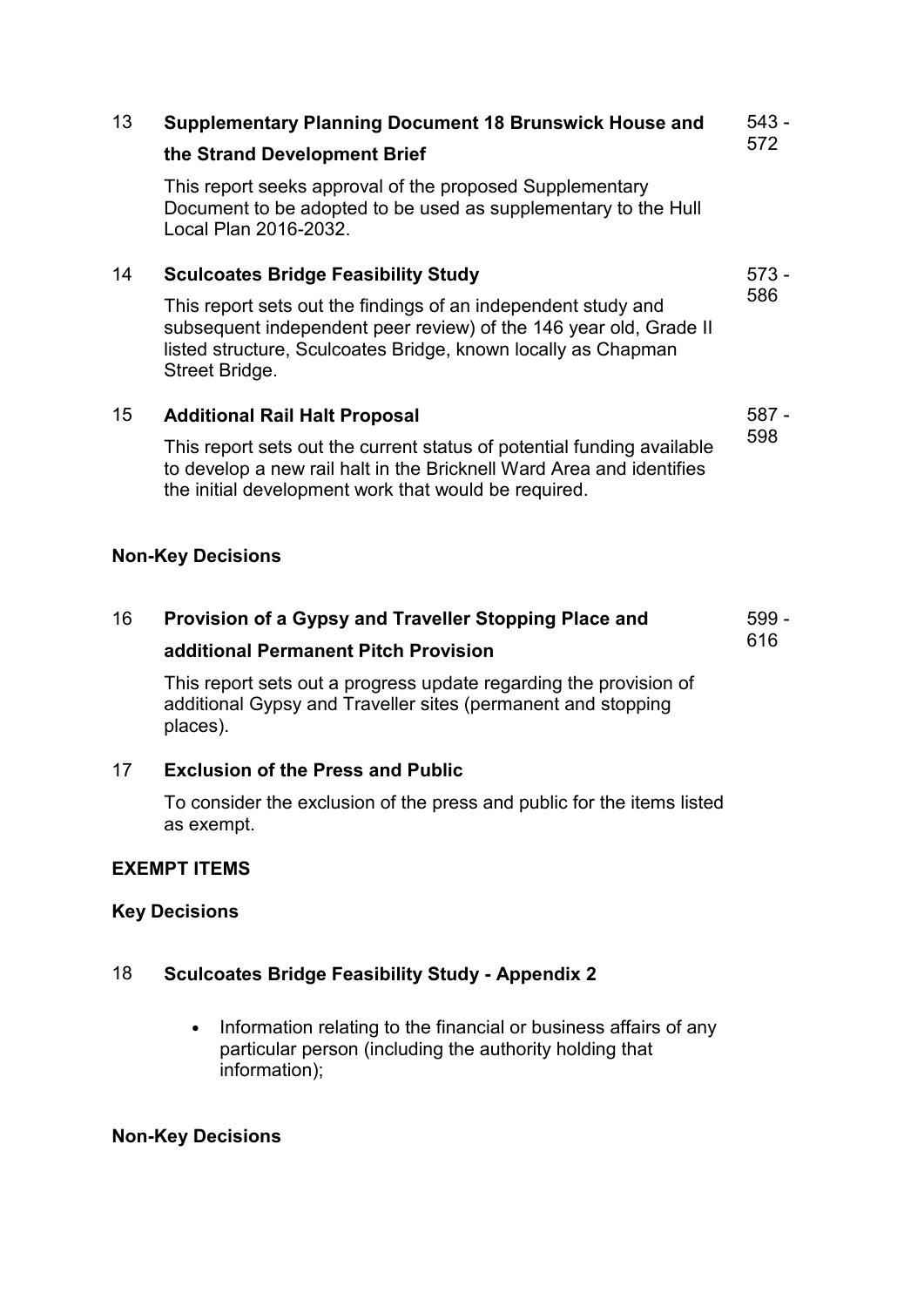| | | |
|---|---|---|
| 13 | **Supplementary Planning Document 18 Brunswick House and the Strand Development Brief**<br><br>This report seeks approval of the proposed Supplementary Document to be adopted to be used as supplementary to the Hull Local Plan 2016-2032. | 543 - 572 |
| 14 | **Sculcoates Bridge Feasibility Study**<br><br>This report sets out the findings of an independent study and subsequent independent peer review) of the 146 year old, Grade II listed structure, Sculcoates Bridge, known locally as Chapman Street Bridge. | 573 - 586 |
| 15 | **Additional Rail Halt Proposal**<br><br>This report sets out the current status of potential funding available to develop a new rail halt in the Bricknell Ward Area and identifies the initial development work that would be required. | 587 - 598 |

**Non-Key Decisions**

| | | |
|---|---|---|
| 16 | **Provision of a Gypsy and Traveller Stopping Place and additional Permanent Pitch Provision**<br><br>This report sets out a progress update regarding the provision of additional Gypsy and Traveller sites (permanent and stopping places). | 599 - 616 |
| 17 | **Exclusion of the Press and Public**<br><br>To consider the exclusion of the press and public for the items listed as exempt. | |

**EXEMPT ITEMS**

**Key Decisions**

18 **Sculcoates Bridge Feasibility Study - Appendix 2**

- Information relating to the financial or business affairs of any particular person (including the authority holding that information);

**Non-Key Decisions**